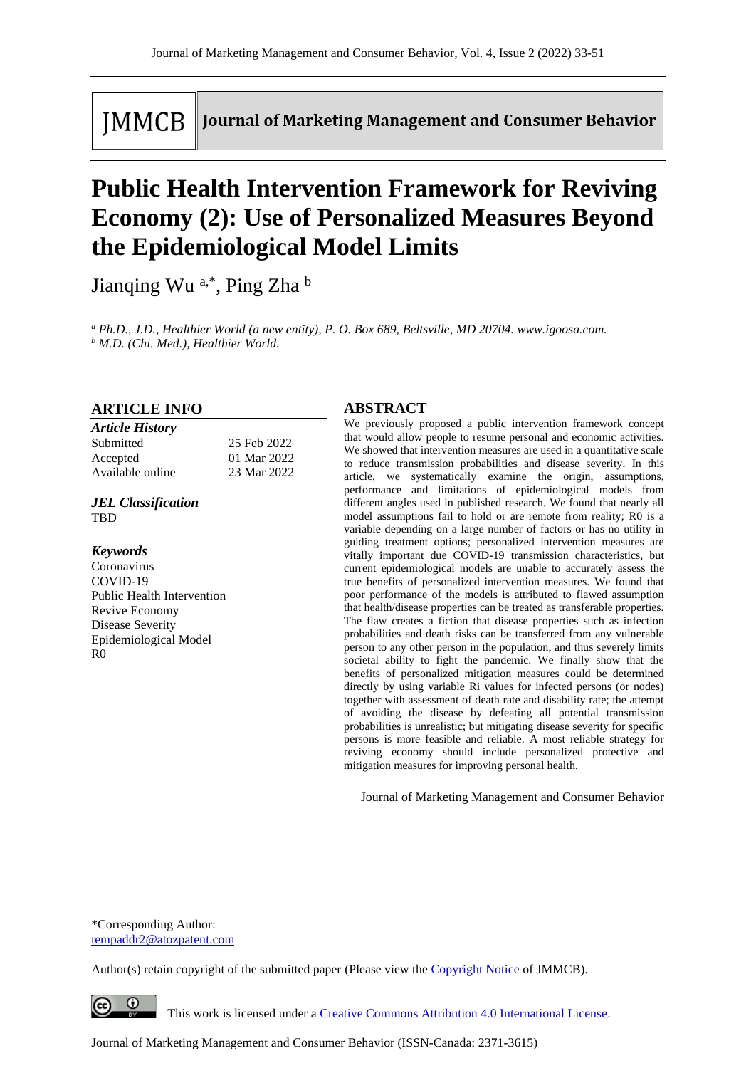JMMCB **Journal of Marketing Management and Consumer Behavior**

# Public Health Intervention Framework for Reviving Economy (2): Use of Personalized Measures Beyond the Epidemiological Model Limits

Jianqing Wu [a,*], Ping Zha [b]

*[a] Ph.D., J.D., Healthier World (a new entity), P. O. Box 689, Beltsville, MD 20704. www.igoosa.com.*
*[b] M.D. (Chi. Med.), Healthier World.*

## ARTICLE INFO

***Article History***

| | |
|---|---|
| Submitted | 25 Feb 2022 |
| Accepted | 01 Mar 2022 |
| Available online | 23 Mar 2022 |

***JEL Classification***

TBD

***Keywords***

Coronavirus
COVID-19
Public Health Intervention
Revive Economy
Disease Severity
Epidemiological Model
R0

## ABSTRACT

We previously proposed a public intervention framework concept that would allow people to resume personal and economic activities. We showed that intervention measures are used in a quantitative scale to reduce transmission probabilities and disease severity. In this article, we systematically examine the origin, assumptions, performance and limitations of epidemiological models from different angles used in published research. We found that nearly all model assumptions fail to hold or are remote from reality; R0 is a variable depending on a large number of factors or has no utility in guiding treatment options; personalized intervention measures are vitally important due COVID-19 transmission characteristics, but current epidemiological models are unable to accurately assess the true benefits of personalized intervention measures. We found that poor performance of the models is attributed to flawed assumption that health/disease properties can be treated as transferable properties. The flaw creates a fiction that disease properties such as infection probabilities and death risks can be transferred from any vulnerable person to any other person in the population, and thus severely limits societal ability to fight the pandemic. We finally show that the benefits of personalized mitigation measures could be determined directly by using variable Ri values for infected persons (or nodes) together with assessment of death rate and disability rate; the attempt of avoiding the disease by defeating all potential transmission probabilities is unrealistic; but mitigating disease severity for specific persons is more feasible and reliable. A most reliable strategy for reviving economy should include personalized protective and mitigation measures for improving personal health.

Journal of Marketing Management and Consumer Behavior

*Corresponding Author:
tempaddr2@atozpatent.com

Author(s) retain copyright of the submitted paper (Please view the Copyright Notice of JMMCB).

This work is licensed under a Creative Commons Attribution 4.0 International License.

Journal of Marketing Management and Consumer Behavior (ISSN-Canada: 2371-3615)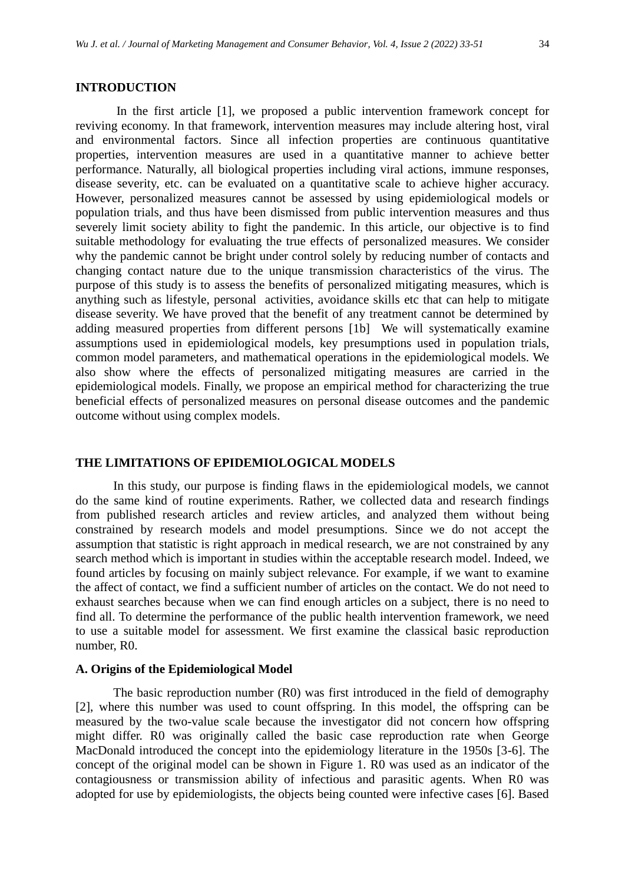## INTRODUCTION

In the first article [1], we proposed a public intervention framework concept for reviving economy. In that framework, intervention measures may include altering host, viral and environmental factors. Since all infection properties are continuous quantitative properties, intervention measures are used in a quantitative manner to achieve better performance. Naturally, all biological properties including viral actions, immune responses, disease severity, etc. can be evaluated on a quantitative scale to achieve higher accuracy. However, personalized measures cannot be assessed by using epidemiological models or population trials, and thus have been dismissed from public intervention measures and thus severely limit society ability to fight the pandemic. In this article, our objective is to find suitable methodology for evaluating the true effects of personalized measures. We consider why the pandemic cannot be bright under control solely by reducing number of contacts and changing contact nature due to the unique transmission characteristics of the virus. The purpose of this study is to assess the benefits of personalized mitigating measures, which is anything such as lifestyle, personal activities, avoidance skills etc that can help to mitigate disease severity. We have proved that the benefit of any treatment cannot be determined by adding measured properties from different persons [1b] We will systematically examine assumptions used in epidemiological models, key presumptions used in population trials, common model parameters, and mathematical operations in the epidemiological models. We also show where the effects of personalized mitigating measures are carried in the epidemiological models. Finally, we propose an empirical method for characterizing the true beneficial effects of personalized measures on personal disease outcomes and the pandemic outcome without using complex models.

## THE LIMITATIONS OF EPIDEMIOLOGICAL MODELS

In this study, our purpose is finding flaws in the epidemiological models, we cannot do the same kind of routine experiments. Rather, we collected data and research findings from published research articles and review articles, and analyzed them without being constrained by research models and model presumptions. Since we do not accept the assumption that statistic is right approach in medical research, we are not constrained by any search method which is important in studies within the acceptable research model. Indeed, we found articles by focusing on mainly subject relevance. For example, if we want to examine the affect of contact, we find a sufficient number of articles on the contact. We do not need to exhaust searches because when we can find enough articles on a subject, there is no need to find all. To determine the performance of the public health intervention framework, we need to use a suitable model for assessment. We first examine the classical basic reproduction number, R0.

### A. Origins of the Epidemiological Model

The basic reproduction number (R0) was first introduced in the field of demography [2], where this number was used to count offspring. In this model, the offspring can be measured by the two-value scale because the investigator did not concern how offspring might differ. R0 was originally called the basic case reproduction rate when George MacDonald introduced the concept into the epidemiology literature in the 1950s [3-6]. The concept of the original model can be shown in Figure 1. R0 was used as an indicator of the contagiousness or transmission ability of infectious and parasitic agents. When R0 was adopted for use by epidemiologists, the objects being counted were infective cases [6]. Based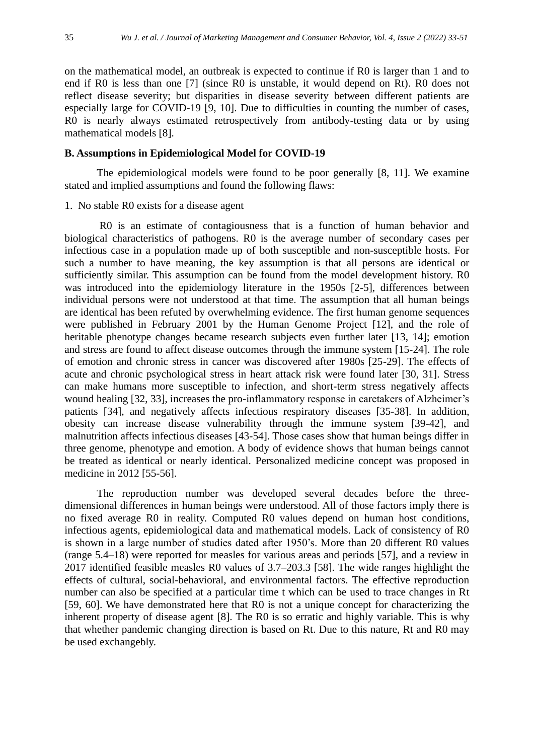on the mathematical model, an outbreak is expected to continue if R0 is larger than 1 and to end if R0 is less than one [7] (since R0 is unstable, it would depend on Rt). R0 does not reflect disease severity; but disparities in disease severity between different patients are especially large for COVID-19 [9, 10]. Due to difficulties in counting the number of cases, R0 is nearly always estimated retrospectively from antibody-testing data or by using mathematical models [8].

### B. Assumptions in Epidemiological Model for COVID-19

The epidemiological models were found to be poor generally [8, 11]. We examine stated and implied assumptions and found the following flaws:

1. No stable R0 exists for a disease agent

R0 is an estimate of contagiousness that is a function of human behavior and biological characteristics of pathogens. R0 is the average number of secondary cases per infectious case in a population made up of both susceptible and non-susceptible hosts. For such a number to have meaning, the key assumption is that all persons are identical or sufficiently similar. This assumption can be found from the model development history. R0 was introduced into the epidemiology literature in the 1950s [2-5], differences between individual persons were not understood at that time. The assumption that all human beings are identical has been refuted by overwhelming evidence. The first human genome sequences were published in February 2001 by the Human Genome Project [12], and the role of heritable phenotype changes became research subjects even further later [13, 14]; emotion and stress are found to affect disease outcomes through the immune system [15-24]. The role of emotion and chronic stress in cancer was discovered after 1980s [25-29]. The effects of acute and chronic psychological stress in heart attack risk were found later [30, 31]. Stress can make humans more susceptible to infection, and short-term stress negatively affects wound healing [32, 33], increases the pro-inflammatory response in caretakers of Alzheimer's patients [34], and negatively affects infectious respiratory diseases [35-38]. In addition, obesity can increase disease vulnerability through the immune system [39-42], and malnutrition affects infectious diseases [43-54]. Those cases show that human beings differ in three genome, phenotype and emotion. A body of evidence shows that human beings cannot be treated as identical or nearly identical. Personalized medicine concept was proposed in medicine in 2012 [55-56].

The reproduction number was developed several decades before the three-dimensional differences in human beings were understood. All of those factors imply there is no fixed average R0 in reality. Computed R0 values depend on human host conditions, infectious agents, epidemiological data and mathematical models. Lack of consistency of R0 is shown in a large number of studies dated after 1950's. More than 20 different R0 values (range 5.4–18) were reported for measles for various areas and periods [57], and a review in 2017 identified feasible measles R0 values of 3.7–203.3 [58]. The wide ranges highlight the effects of cultural, social-behavioral, and environmental factors. The effective reproduction number can also be specified at a particular time t which can be used to trace changes in Rt [59, 60]. We have demonstrated here that R0 is not a unique concept for characterizing the inherent property of disease agent [8]. The R0 is so erratic and highly variable. This is why that whether pandemic changing direction is based on Rt. Due to this nature, Rt and R0 may be used exchangebly.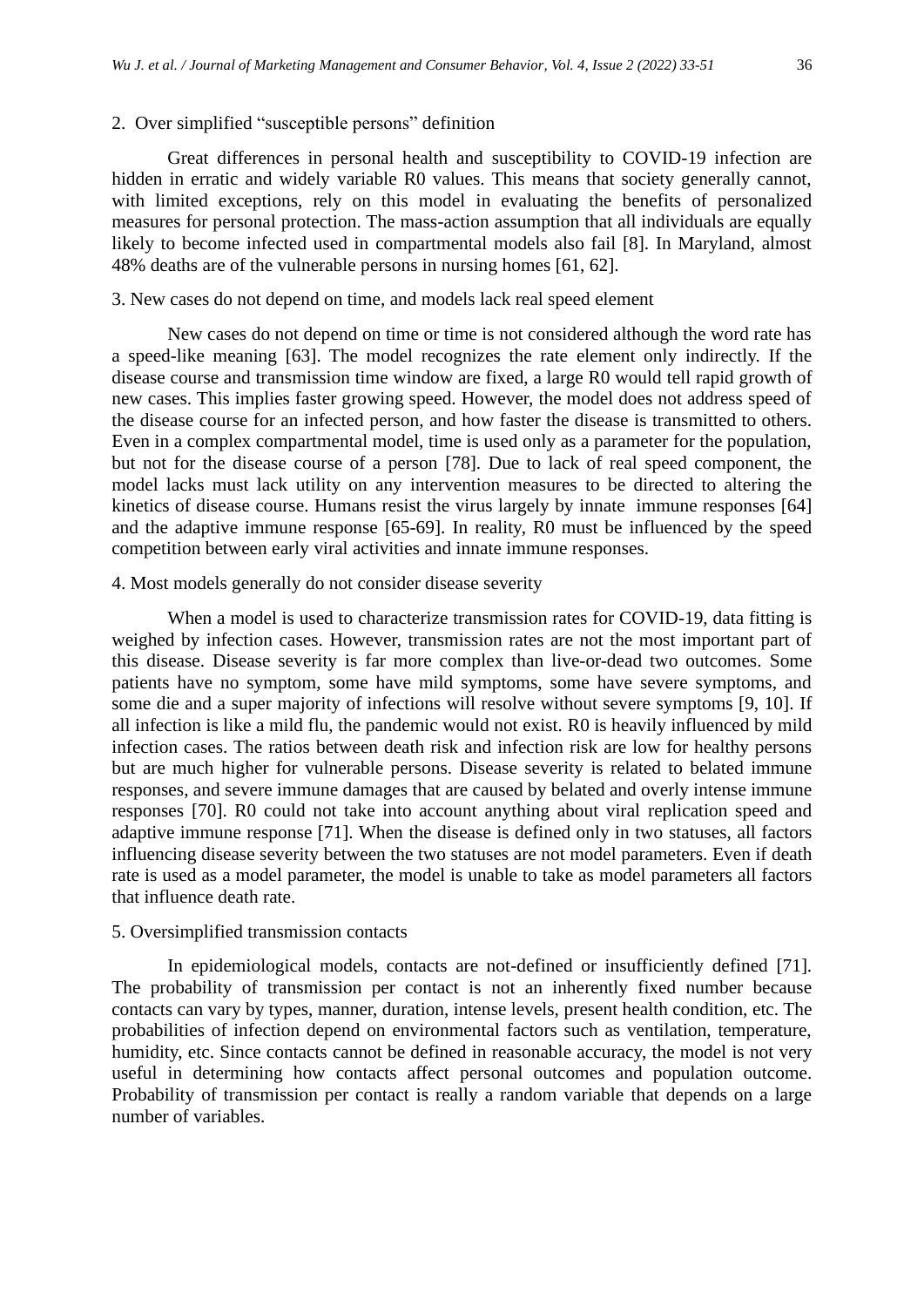2. Over simplified “susceptible persons” definition

Great differences in personal health and susceptibility to COVID-19 infection are hidden in erratic and widely variable R0 values. This means that society generally cannot, with limited exceptions, rely on this model in evaluating the benefits of personalized measures for personal protection. The mass-action assumption that all individuals are equally likely to become infected used in compartmental models also fail [8]. In Maryland, almost 48% deaths are of the vulnerable persons in nursing homes [61, 62].

3. New cases do not depend on time, and models lack real speed element

New cases do not depend on time or time is not considered although the word rate has a speed-like meaning [63]. The model recognizes the rate element only indirectly. If the disease course and transmission time window are fixed, a large R0 would tell rapid growth of new cases. This implies faster growing speed. However, the model does not address speed of the disease course for an infected person, and how faster the disease is transmitted to others. Even in a complex compartmental model, time is used only as a parameter for the population, but not for the disease course of a person [78]. Due to lack of real speed component, the model lacks must lack utility on any intervention measures to be directed to altering the kinetics of disease course. Humans resist the virus largely by innate immune responses [64] and the adaptive immune response [65-69]. In reality, R0 must be influenced by the speed competition between early viral activities and innate immune responses.

4. Most models generally do not consider disease severity

When a model is used to characterize transmission rates for COVID-19, data fitting is weighed by infection cases. However, transmission rates are not the most important part of this disease. Disease severity is far more complex than live-or-dead two outcomes. Some patients have no symptom, some have mild symptoms, some have severe symptoms, and some die and a super majority of infections will resolve without severe symptoms [9, 10]. If all infection is like a mild flu, the pandemic would not exist. R0 is heavily influenced by mild infection cases. The ratios between death risk and infection risk are low for healthy persons but are much higher for vulnerable persons. Disease severity is related to belated immune responses, and severe immune damages that are caused by belated and overly intense immune responses [70]. R0 could not take into account anything about viral replication speed and adaptive immune response [71]. When the disease is defined only in two statuses, all factors influencing disease severity between the two statuses are not model parameters. Even if death rate is used as a model parameter, the model is unable to take as model parameters all factors that influence death rate.

5. Oversimplified transmission contacts

In epidemiological models, contacts are not-defined or insufficiently defined [71]. The probability of transmission per contact is not an inherently fixed number because contacts can vary by types, manner, duration, intense levels, present health condition, etc. The probabilities of infection depend on environmental factors such as ventilation, temperature, humidity, etc. Since contacts cannot be defined in reasonable accuracy, the model is not very useful in determining how contacts affect personal outcomes and population outcome. Probability of transmission per contact is really a random variable that depends on a large number of variables.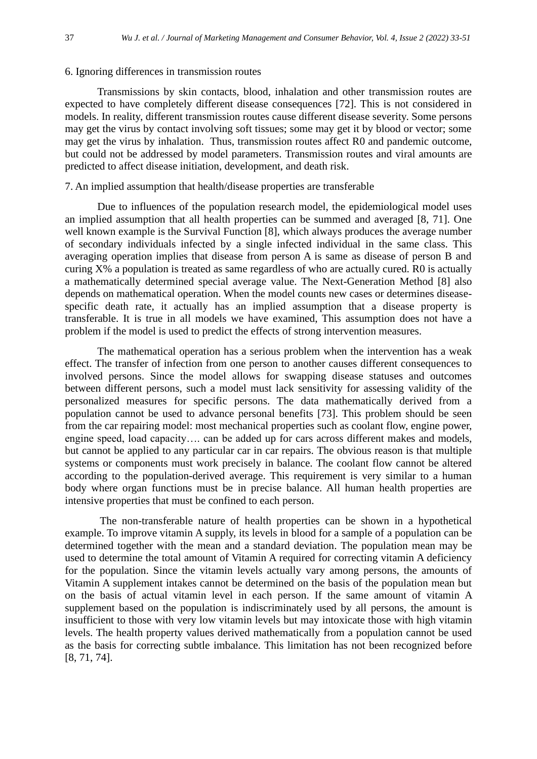6. Ignoring differences in transmission routes

Transmissions by skin contacts, blood, inhalation and other transmission routes are expected to have completely different disease consequences [72]. This is not considered in models. In reality, different transmission routes cause different disease severity. Some persons may get the virus by contact involving soft tissues; some may get it by blood or vector; some may get the virus by inhalation.  Thus, transmission routes affect R0 and pandemic outcome, but could not be addressed by model parameters. Transmission routes and viral amounts are predicted to affect disease initiation, development, and death risk.

7. An implied assumption that health/disease properties are transferable

Due to influences of the population research model, the epidemiological model uses an implied assumption that all health properties can be summed and averaged [8, 71]. One well known example is the Survival Function [8], which always produces the average number of secondary individuals infected by a single infected individual in the same class. This averaging operation implies that disease from person A is same as disease of person B and curing X% a population is treated as same regardless of who are actually cured. R0 is actually a mathematically determined special average value. The Next-Generation Method [8] also depends on mathematical operation. When the model counts new cases or determines disease-specific death rate, it actually has an implied assumption that a disease property is transferable. It is true in all models we have examined, This assumption does not have a problem if the model is used to predict the effects of strong intervention measures.

The mathematical operation has a serious problem when the intervention has a weak effect. The transfer of infection from one person to another causes different consequences to involved persons. Since the model allows for swapping disease statuses and outcomes between different persons, such a model must lack sensitivity for assessing validity of the personalized measures for specific persons. The data mathematically derived from a population cannot be used to advance personal benefits [73]. This problem should be seen from the car repairing model: most mechanical properties such as coolant flow, engine power, engine speed, load capacity…. can be added up for cars across different makes and models, but cannot be applied to any particular car in car repairs. The obvious reason is that multiple systems or components must work precisely in balance. The coolant flow cannot be altered according to the population-derived average. This requirement is very similar to a human body where organ functions must be in precise balance. All human health properties are intensive properties that must be confined to each person.

The non-transferable nature of health properties can be shown in a hypothetical example. To improve vitamin A supply, its levels in blood for a sample of a population can be determined together with the mean and a standard deviation. The population mean may be used to determine the total amount of Vitamin A required for correcting vitamin A deficiency for the population. Since the vitamin levels actually vary among persons, the amounts of Vitamin A supplement intakes cannot be determined on the basis of the population mean but on the basis of actual vitamin level in each person. If the same amount of vitamin A supplement based on the population is indiscriminately used by all persons, the amount is insufficient to those with very low vitamin levels but may intoxicate those with high vitamin levels. The health property values derived mathematically from a population cannot be used as the basis for correcting subtle imbalance. This limitation has not been recognized before [8, 71, 74].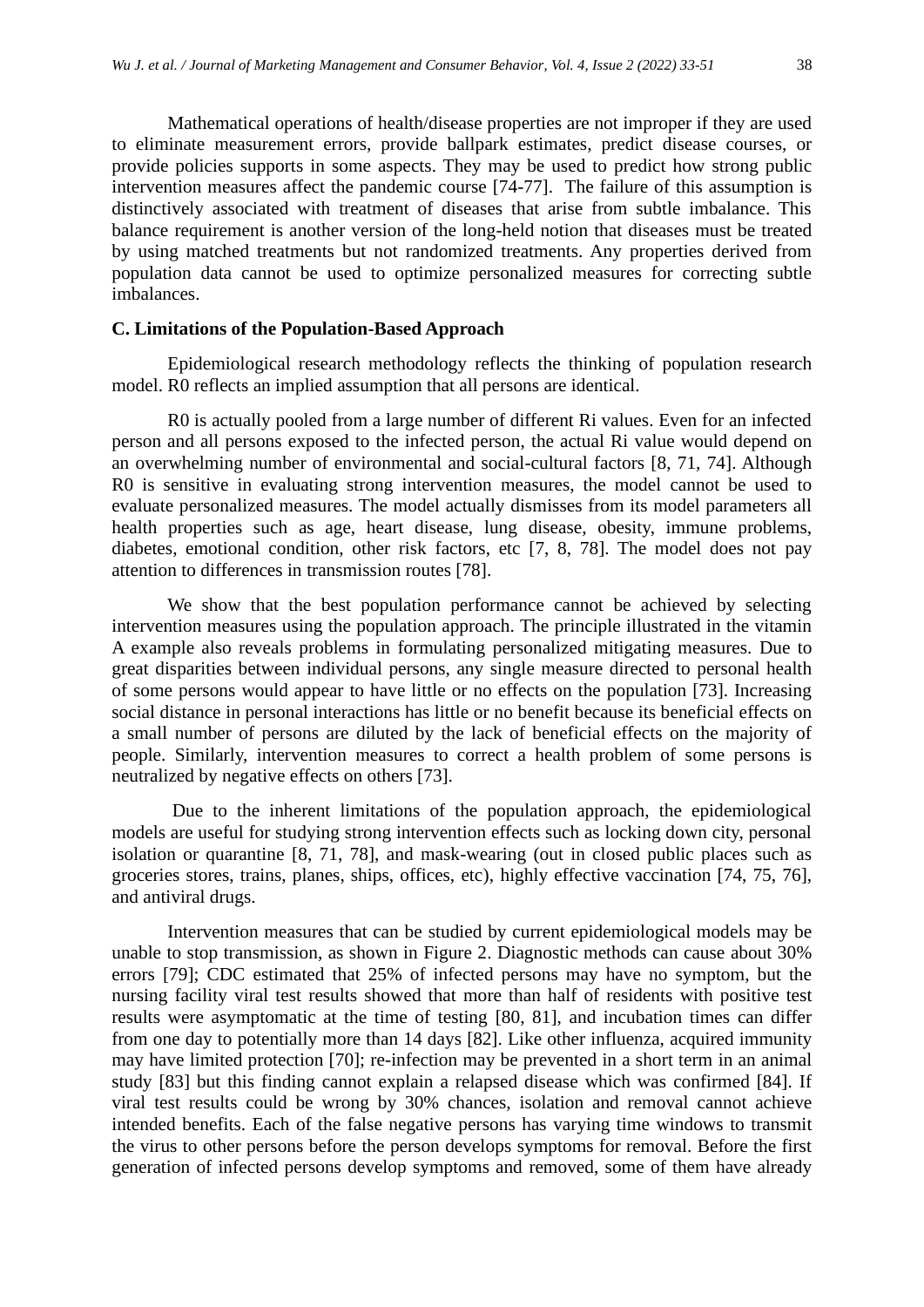Mathematical operations of health/disease properties are not improper if they are used to eliminate measurement errors, provide ballpark estimates, predict disease courses, or provide policies supports in some aspects. They may be used to predict how strong public intervention measures affect the pandemic course [74-77]. The failure of this assumption is distinctively associated with treatment of diseases that arise from subtle imbalance. This balance requirement is another version of the long-held notion that diseases must be treated by using matched treatments but not randomized treatments. Any properties derived from population data cannot be used to optimize personalized measures for correcting subtle imbalances.

### C. Limitations of the Population-Based Approach

Epidemiological research methodology reflects the thinking of population research model. R0 reflects an implied assumption that all persons are identical.

R0 is actually pooled from a large number of different Ri values. Even for an infected person and all persons exposed to the infected person, the actual Ri value would depend on an overwhelming number of environmental and social-cultural factors [8, 71, 74]. Although R0 is sensitive in evaluating strong intervention measures, the model cannot be used to evaluate personalized measures. The model actually dismisses from its model parameters all health properties such as age, heart disease, lung disease, obesity, immune problems, diabetes, emotional condition, other risk factors, etc [7, 8, 78]. The model does not pay attention to differences in transmission routes [78].

We show that the best population performance cannot be achieved by selecting intervention measures using the population approach. The principle illustrated in the vitamin A example also reveals problems in formulating personalized mitigating measures. Due to great disparities between individual persons, any single measure directed to personal health of some persons would appear to have little or no effects on the population [73]. Increasing social distance in personal interactions has little or no benefit because its beneficial effects on a small number of persons are diluted by the lack of beneficial effects on the majority of people. Similarly, intervention measures to correct a health problem of some persons is neutralized by negative effects on others [73].

Due to the inherent limitations of the population approach, the epidemiological models are useful for studying strong intervention effects such as locking down city, personal isolation or quarantine [8, 71, 78], and mask-wearing (out in closed public places such as groceries stores, trains, planes, ships, offices, etc), highly effective vaccination [74, 75, 76], and antiviral drugs.

Intervention measures that can be studied by current epidemiological models may be unable to stop transmission, as shown in Figure 2. Diagnostic methods can cause about 30% errors [79]; CDC estimated that 25% of infected persons may have no symptom, but the nursing facility viral test results showed that more than half of residents with positive test results were asymptomatic at the time of testing [80, 81], and incubation times can differ from one day to potentially more than 14 days [82]. Like other influenza, acquired immunity may have limited protection [70]; re-infection may be prevented in a short term in an animal study [83] but this finding cannot explain a relapsed disease which was confirmed [84]. If viral test results could be wrong by 30% chances, isolation and removal cannot achieve intended benefits. Each of the false negative persons has varying time windows to transmit the virus to other persons before the person develops symptoms for removal. Before the first generation of infected persons develop symptoms and removed, some of them have already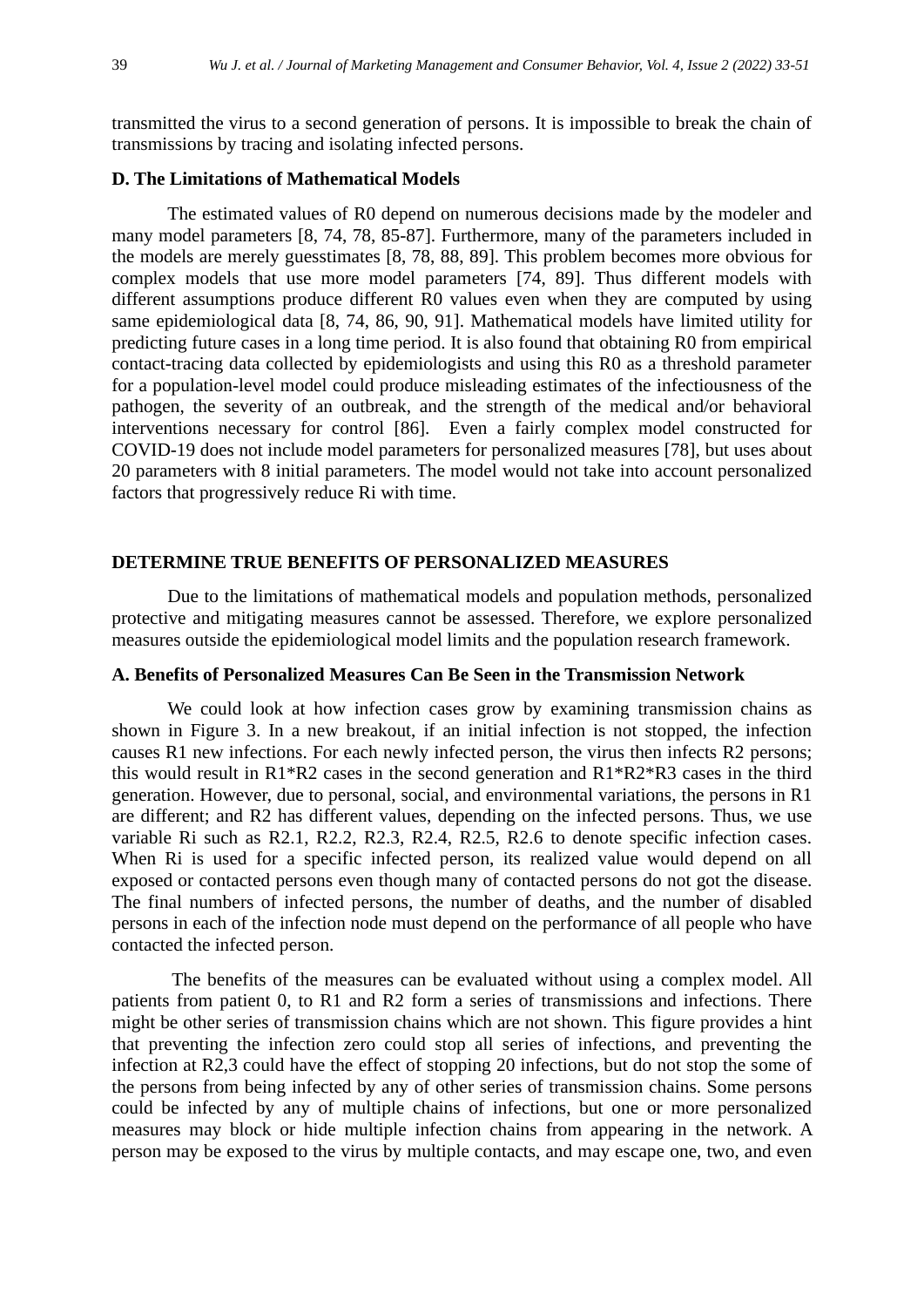transmitted the virus to a second generation of persons. It is impossible to break the chain of transmissions by tracing and isolating infected persons.

### D. The Limitations of Mathematical Models

The estimated values of R0 depend on numerous decisions made by the modeler and many model parameters [8, 74, 78, 85-87]. Furthermore, many of the parameters included in the models are merely guesstimates [8, 78, 88, 89]. This problem becomes more obvious for complex models that use more model parameters [74, 89]. Thus different models with different assumptions produce different R0 values even when they are computed by using same epidemiological data [8, 74, 86, 90, 91]. Mathematical models have limited utility for predicting future cases in a long time period. It is also found that obtaining R0 from empirical contact-tracing data collected by epidemiologists and using this R0 as a threshold parameter for a population-level model could produce misleading estimates of the infectiousness of the pathogen, the severity of an outbreak, and the strength of the medical and/or behavioral interventions necessary for control [86]. Even a fairly complex model constructed for COVID-19 does not include model parameters for personalized measures [78], but uses about 20 parameters with 8 initial parameters. The model would not take into account personalized factors that progressively reduce Ri with time.

## DETERMINE TRUE BENEFITS OF PERSONALIZED MEASURES

Due to the limitations of mathematical models and population methods, personalized protective and mitigating measures cannot be assessed. Therefore, we explore personalized measures outside the epidemiological model limits and the population research framework.

### A. Benefits of Personalized Measures Can Be Seen in the Transmission Network

We could look at how infection cases grow by examining transmission chains as shown in Figure 3. In a new breakout, if an initial infection is not stopped, the infection causes R1 new infections. For each newly infected person, the virus then infects R2 persons; this would result in R1*R2 cases in the second generation and R1*R2*R3 cases in the third generation. However, due to personal, social, and environmental variations, the persons in R1 are different; and R2 has different values, depending on the infected persons. Thus, we use variable Ri such as R2.1, R2.2, R2.3, R2.4, R2.5, R2.6 to denote specific infection cases. When Ri is used for a specific infected person, its realized value would depend on all exposed or contacted persons even though many of contacted persons do not got the disease. The final numbers of infected persons, the number of deaths, and the number of disabled persons in each of the infection node must depend on the performance of all people who have contacted the infected person.

The benefits of the measures can be evaluated without using a complex model. All patients from patient 0, to R1 and R2 form a series of transmissions and infections. There might be other series of transmission chains which are not shown. This figure provides a hint that preventing the infection zero could stop all series of infections, and preventing the infection at R2,3 could have the effect of stopping 20 infections, but do not stop the some of the persons from being infected by any of other series of transmission chains. Some persons could be infected by any of multiple chains of infections, but one or more personalized measures may block or hide multiple infection chains from appearing in the network. A person may be exposed to the virus by multiple contacts, and may escape one, two, and even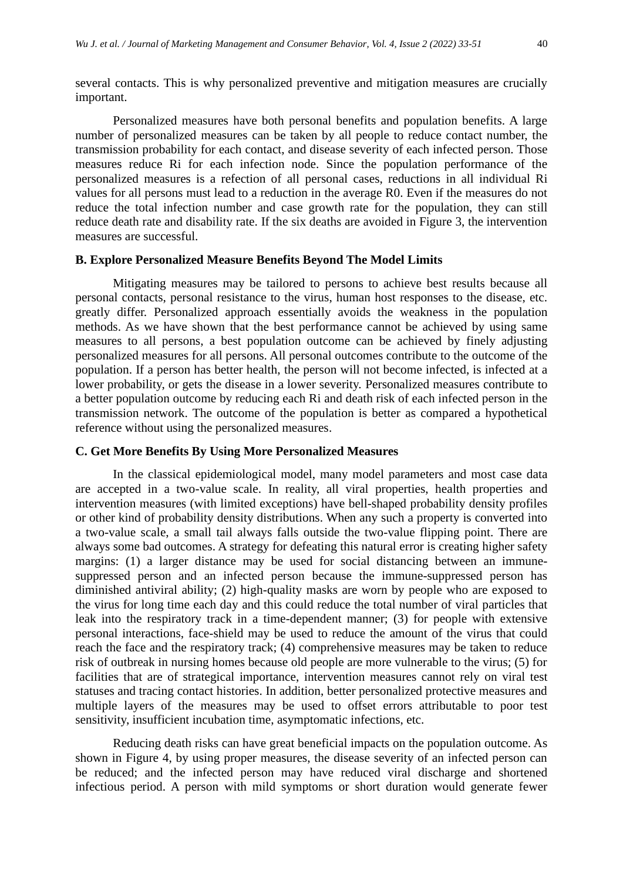several contacts. This is why personalized preventive and mitigation measures are crucially important.

Personalized measures have both personal benefits and population benefits. A large number of personalized measures can be taken by all people to reduce contact number, the transmission probability for each contact, and disease severity of each infected person. Those measures reduce Ri for each infection node. Since the population performance of the personalized measures is a refection of all personal cases, reductions in all individual Ri values for all persons must lead to a reduction in the average R0. Even if the measures do not reduce the total infection number and case growth rate for the population, they can still reduce death rate and disability rate. If the six deaths are avoided in Figure 3, the intervention measures are successful.

### B. Explore Personalized Measure Benefits Beyond The Model Limits

Mitigating measures may be tailored to persons to achieve best results because all personal contacts, personal resistance to the virus, human host responses to the disease, etc. greatly differ. Personalized approach essentially avoids the weakness in the population methods. As we have shown that the best performance cannot be achieved by using same measures to all persons, a best population outcome can be achieved by finely adjusting personalized measures for all persons. All personal outcomes contribute to the outcome of the population. If a person has better health, the person will not become infected, is infected at a lower probability, or gets the disease in a lower severity. Personalized measures contribute to a better population outcome by reducing each Ri and death risk of each infected person in the transmission network. The outcome of the population is better as compared a hypothetical reference without using the personalized measures.

### C. Get More Benefits By Using More Personalized Measures

In the classical epidemiological model, many model parameters and most case data are accepted in a two-value scale. In reality, all viral properties, health properties and intervention measures (with limited exceptions) have bell-shaped probability density profiles or other kind of probability density distributions. When any such a property is converted into a two-value scale, a small tail always falls outside the two-value flipping point. There are always some bad outcomes. A strategy for defeating this natural error is creating higher safety margins: (1) a larger distance may be used for social distancing between an immune-suppressed person and an infected person because the immune-suppressed person has diminished antiviral ability; (2) high-quality masks are worn by people who are exposed to the virus for long time each day and this could reduce the total number of viral particles that leak into the respiratory track in a time-dependent manner; (3) for people with extensive personal interactions, face-shield may be used to reduce the amount of the virus that could reach the face and the respiratory track; (4) comprehensive measures may be taken to reduce risk of outbreak in nursing homes because old people are more vulnerable to the virus; (5) for facilities that are of strategical importance, intervention measures cannot rely on viral test statuses and tracing contact histories. In addition, better personalized protective measures and multiple layers of the measures may be used to offset errors attributable to poor test sensitivity, insufficient incubation time, asymptomatic infections, etc.

Reducing death risks can have great beneficial impacts on the population outcome. As shown in Figure 4, by using proper measures, the disease severity of an infected person can be reduced; and the infected person may have reduced viral discharge and shortened infectious period. A person with mild symptoms or short duration would generate fewer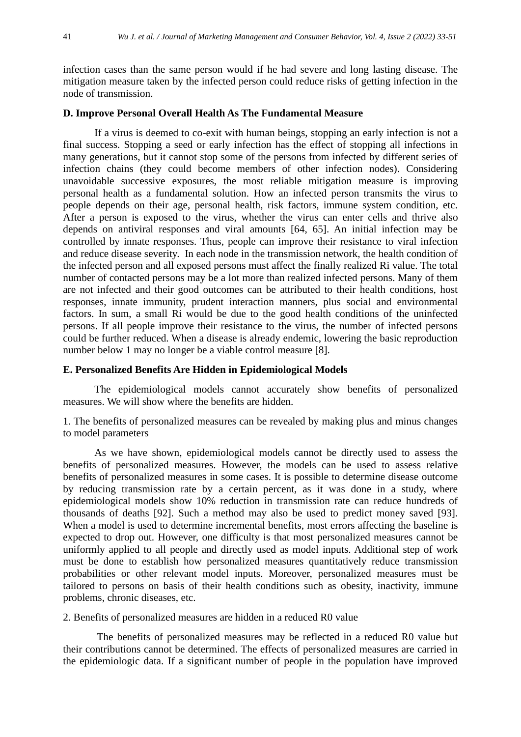infection cases than the same person would if he had severe and long lasting disease. The mitigation measure taken by the infected person could reduce risks of getting infection in the node of transmission.

### D. Improve Personal Overall Health As The Fundamental Measure

If a virus is deemed to co-exit with human beings, stopping an early infection is not a final success. Stopping a seed or early infection has the effect of stopping all infections in many generations, but it cannot stop some of the persons from infected by different series of infection chains (they could become members of other infection nodes). Considering unavoidable successive exposures, the most reliable mitigation measure is improving personal health as a fundamental solution. How an infected person transmits the virus to people depends on their age, personal health, risk factors, immune system condition, etc. After a person is exposed to the virus, whether the virus can enter cells and thrive also depends on antiviral responses and viral amounts [64, 65]. An initial infection may be controlled by innate responses. Thus, people can improve their resistance to viral infection and reduce disease severity. In each node in the transmission network, the health condition of the infected person and all exposed persons must affect the finally realized Ri value. The total number of contacted persons may be a lot more than realized infected persons. Many of them are not infected and their good outcomes can be attributed to their health conditions, host responses, innate immunity, prudent interaction manners, plus social and environmental factors. In sum, a small Ri would be due to the good health conditions of the uninfected persons. If all people improve their resistance to the virus, the number of infected persons could be further reduced. When a disease is already endemic, lowering the basic reproduction number below 1 may no longer be a viable control measure [8].

### E. Personalized Benefits Are Hidden in Epidemiological Models

The epidemiological models cannot accurately show benefits of personalized measures. We will show where the benefits are hidden.

1. The benefits of personalized measures can be revealed by making plus and minus changes to model parameters

As we have shown, epidemiological models cannot be directly used to assess the benefits of personalized measures. However, the models can be used to assess relative benefits of personalized measures in some cases. It is possible to determine disease outcome by reducing transmission rate by a certain percent, as it was done in a study, where epidemiological models show 10% reduction in transmission rate can reduce hundreds of thousands of deaths [92]. Such a method may also be used to predict money saved [93]. When a model is used to determine incremental benefits, most errors affecting the baseline is expected to drop out. However, one difficulty is that most personalized measures cannot be uniformly applied to all people and directly used as model inputs. Additional step of work must be done to establish how personalized measures quantitatively reduce transmission probabilities or other relevant model inputs. Moreover, personalized measures must be tailored to persons on basis of their health conditions such as obesity, inactivity, immune problems, chronic diseases, etc.

2. Benefits of personalized measures are hidden in a reduced R0 value

The benefits of personalized measures may be reflected in a reduced R0 value but their contributions cannot be determined. The effects of personalized measures are carried in the epidemiologic data. If a significant number of people in the population have improved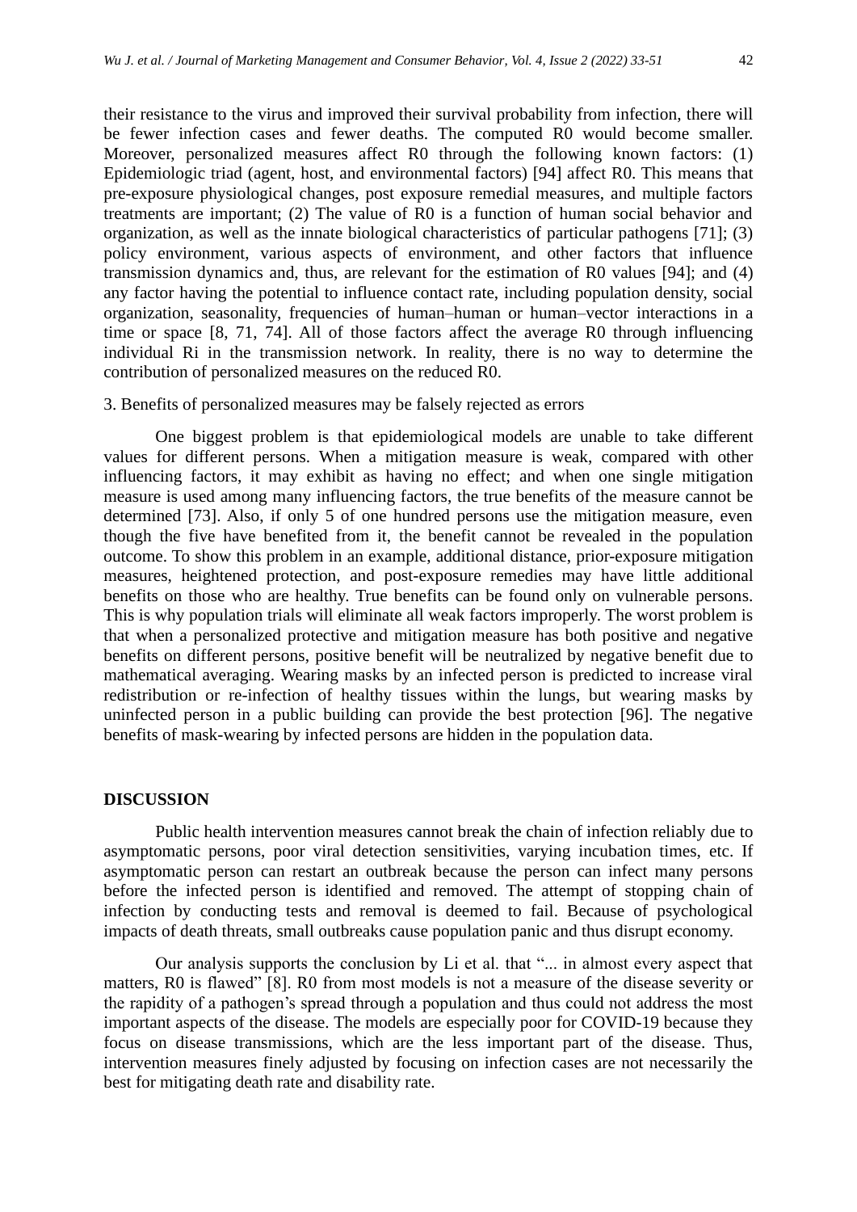their resistance to the virus and improved their survival probability from infection, there will be fewer infection cases and fewer deaths. The computed R0 would become smaller. Moreover, personalized measures affect R0 through the following known factors: (1) Epidemiologic triad (agent, host, and environmental factors) [94] affect R0. This means that pre-exposure physiological changes, post exposure remedial measures, and multiple factors treatments are important; (2) The value of R0 is a function of human social behavior and organization, as well as the innate biological characteristics of particular pathogens [71]; (3) policy environment, various aspects of environment, and other factors that influence transmission dynamics and, thus, are relevant for the estimation of R0 values [94]; and (4) any factor having the potential to influence contact rate, including population density, social organization, seasonality, frequencies of human–human or human–vector interactions in a time or space [8, 71, 74]. All of those factors affect the average R0 through influencing individual Ri in the transmission network. In reality, there is no way to determine the contribution of personalized measures on the reduced R0.

3. Benefits of personalized measures may be falsely rejected as errors

One biggest problem is that epidemiological models are unable to take different values for different persons. When a mitigation measure is weak, compared with other influencing factors, it may exhibit as having no effect; and when one single mitigation measure is used among many influencing factors, the true benefits of the measure cannot be determined [73]. Also, if only 5 of one hundred persons use the mitigation measure, even though the five have benefited from it, the benefit cannot be revealed in the population outcome. To show this problem in an example, additional distance, prior-exposure mitigation measures, heightened protection, and post-exposure remedies may have little additional benefits on those who are healthy. True benefits can be found only on vulnerable persons. This is why population trials will eliminate all weak factors improperly. The worst problem is that when a personalized protective and mitigation measure has both positive and negative benefits on different persons, positive benefit will be neutralized by negative benefit due to mathematical averaging. Wearing masks by an infected person is predicted to increase viral redistribution or re-infection of healthy tissues within the lungs, but wearing masks by uninfected person in a public building can provide the best protection [96]. The negative benefits of mask-wearing by infected persons are hidden in the population data.

## DISCUSSION

Public health intervention measures cannot break the chain of infection reliably due to asymptomatic persons, poor viral detection sensitivities, varying incubation times, etc. If asymptomatic person can restart an outbreak because the person can infect many persons before the infected person is identified and removed. The attempt of stopping chain of infection by conducting tests and removal is deemed to fail. Because of psychological impacts of death threats, small outbreaks cause population panic and thus disrupt economy.

Our analysis supports the conclusion by Li et al. that "... in almost every aspect that matters, R0 is flawed" [8]. R0 from most models is not a measure of the disease severity or the rapidity of a pathogen's spread through a population and thus could not address the most important aspects of the disease. The models are especially poor for COVID-19 because they focus on disease transmissions, which are the less important part of the disease. Thus, intervention measures finely adjusted by focusing on infection cases are not necessarily the best for mitigating death rate and disability rate.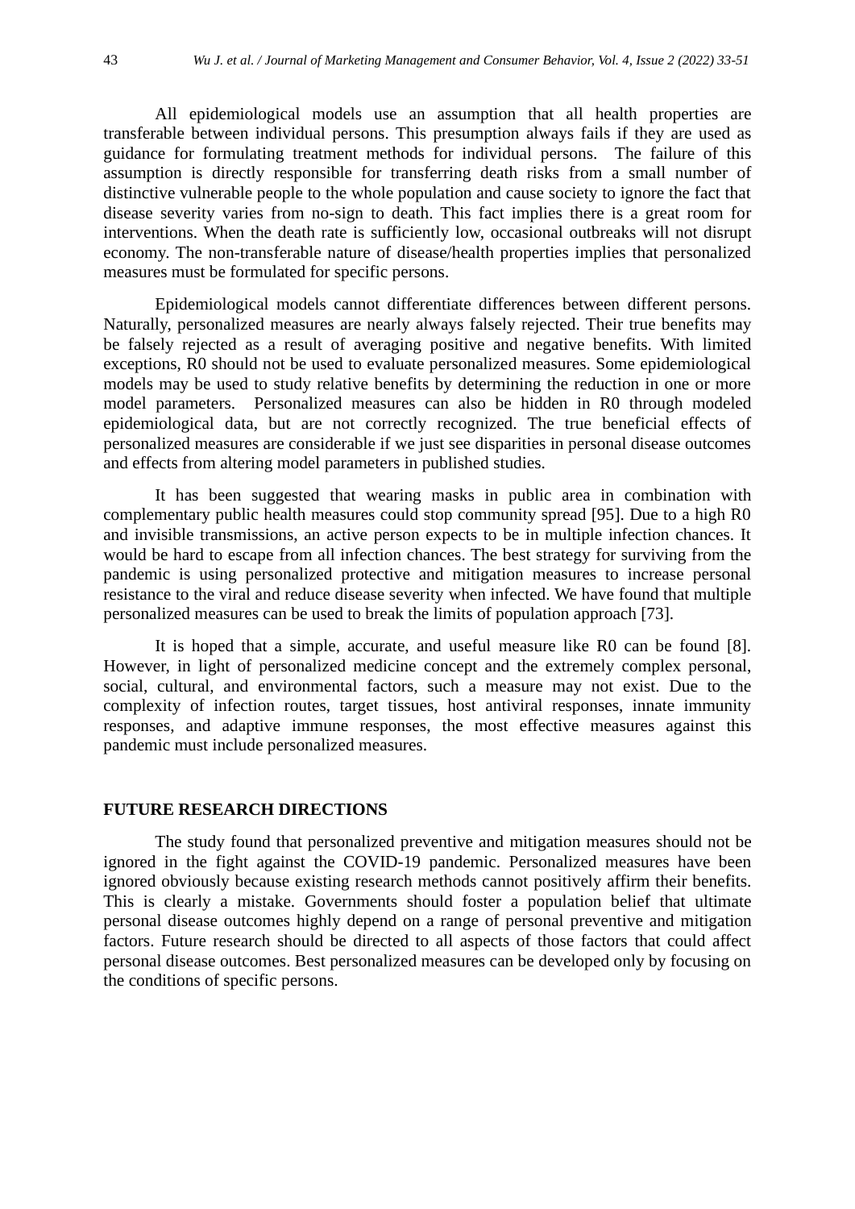All epidemiological models use an assumption that all health properties are transferable between individual persons. This presumption always fails if they are used as guidance for formulating treatment methods for individual persons.  The failure of this assumption is directly responsible for transferring death risks from a small number of distinctive vulnerable people to the whole population and cause society to ignore the fact that disease severity varies from no-sign to death. This fact implies there is a great room for interventions. When the death rate is sufficiently low, occasional outbreaks will not disrupt economy. The non-transferable nature of disease/health properties implies that personalized measures must be formulated for specific persons.

Epidemiological models cannot differentiate differences between different persons. Naturally, personalized measures are nearly always falsely rejected. Their true benefits may be falsely rejected as a result of averaging positive and negative benefits. With limited exceptions, R0 should not be used to evaluate personalized measures. Some epidemiological models may be used to study relative benefits by determining the reduction in one or more model parameters.  Personalized measures can also be hidden in R0 through modeled epidemiological data, but are not correctly recognized. The true beneficial effects of personalized measures are considerable if we just see disparities in personal disease outcomes and effects from altering model parameters in published studies.

It has been suggested that wearing masks in public area in combination with complementary public health measures could stop community spread [95]. Due to a high R0 and invisible transmissions, an active person expects to be in multiple infection chances. It would be hard to escape from all infection chances. The best strategy for surviving from the pandemic is using personalized protective and mitigation measures to increase personal resistance to the viral and reduce disease severity when infected. We have found that multiple personalized measures can be used to break the limits of population approach [73].

It is hoped that a simple, accurate, and useful measure like R0 can be found [8]. However, in light of personalized medicine concept and the extremely complex personal, social, cultural, and environmental factors, such a measure may not exist. Due to the complexity of infection routes, target tissues, host antiviral responses, innate immunity responses, and adaptive immune responses, the most effective measures against this pandemic must include personalized measures.

## FUTURE RESEARCH DIRECTIONS

The study found that personalized preventive and mitigation measures should not be ignored in the fight against the COVID-19 pandemic. Personalized measures have been ignored obviously because existing research methods cannot positively affirm their benefits. This is clearly a mistake. Governments should foster a population belief that ultimate personal disease outcomes highly depend on a range of personal preventive and mitigation factors. Future research should be directed to all aspects of those factors that could affect personal disease outcomes. Best personalized measures can be developed only by focusing on the conditions of specific persons.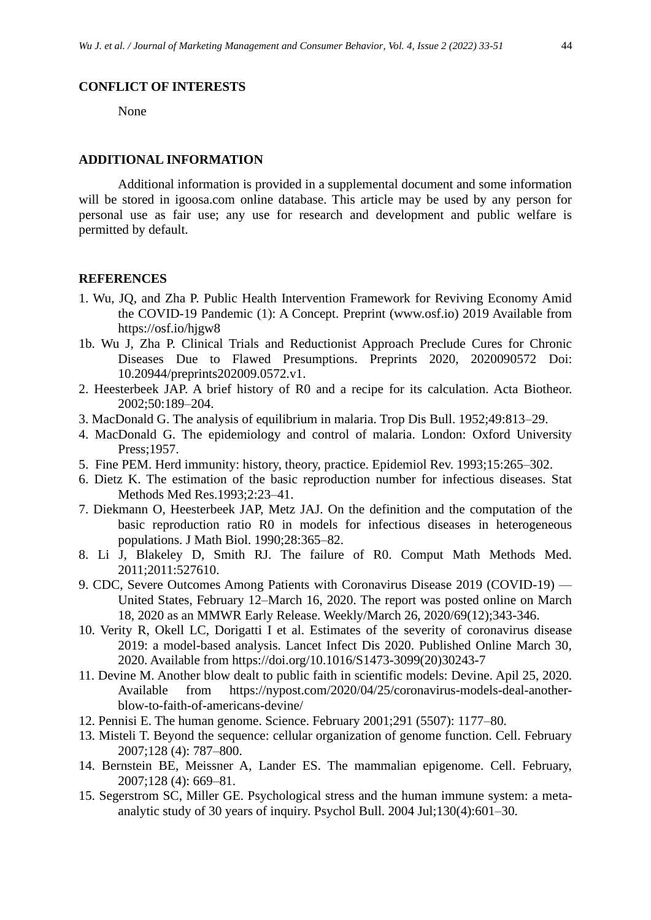## CONFLICT OF INTERESTS

None

## ADDITIONAL INFORMATION

Additional information is provided in a supplemental document and some information will be stored in igoosa.com online database. This article may be used by any person for personal use as fair use; any use for research and development and public welfare is permitted by default.

## REFERENCES

1. Wu, JQ, and Zha P. Public Health Intervention Framework for Reviving Economy Amid the COVID-19 Pandemic (1): A Concept. Preprint (www.osf.io) 2019 Available from https://osf.io/hjgw8

1b. Wu J, Zha P. Clinical Trials and Reductionist Approach Preclude Cures for Chronic Diseases Due to Flawed Presumptions. Preprints 2020, 2020090572 Doi: 10.20944/preprints202009.0572.v1.

2. Heesterbeek JAP. A brief history of R0 and a recipe for its calculation. Acta Biotheor. 2002;50:189–204.
3. MacDonald G. The analysis of equilibrium in malaria. Trop Dis Bull. 1952;49:813–29.
4. MacDonald G. The epidemiology and control of malaria. London: Oxford University Press;1957.
5. Fine PEM. Herd immunity: history, theory, practice. Epidemiol Rev. 1993;15:265–302.
6. Dietz K. The estimation of the basic reproduction number for infectious diseases. Stat Methods Med Res.1993;2:23–41.
7. Diekmann O, Heesterbeek JAP, Metz JAJ. On the definition and the computation of the basic reproduction ratio R0 in models for infectious diseases in heterogeneous populations. J Math Biol. 1990;28:365–82.
8. Li J, Blakeley D, Smith RJ. The failure of R0. Comput Math Methods Med. 2011;2011:527610.
9. CDC, Severe Outcomes Among Patients with Coronavirus Disease 2019 (COVID-19) — United States, February 12–March 16, 2020. The report was posted online on March 18, 2020 as an MMWR Early Release. Weekly/March 26, 2020/69(12);343-346.
10. Verity R, Okell LC, Dorigatti I et al. Estimates of the severity of coronavirus disease 2019: a model-based analysis. Lancet Infect Dis 2020. Published Online March 30, 2020. Available from https://doi.org/10.1016/S1473-3099(20)30243-7
11. Devine M. Another blow dealt to public faith in scientific models: Devine. Apil 25, 2020. Available from https://nypost.com/2020/04/25/coronavirus-models-deal-another-blow-to-faith-of-americans-devine/
12. Pennisi E. The human genome. Science. February 2001;291 (5507): 1177–80.
13. Misteli T. Beyond the sequence: cellular organization of genome function. Cell. February 2007;128 (4): 787–800.
14. Bernstein BE, Meissner A, Lander ES. The mammalian epigenome. Cell. February, 2007;128 (4): 669–81.
15. Segerstrom SC, Miller GE. Psychological stress and the human immune system: a meta-analytic study of 30 years of inquiry. Psychol Bull. 2004 Jul;130(4):601–30.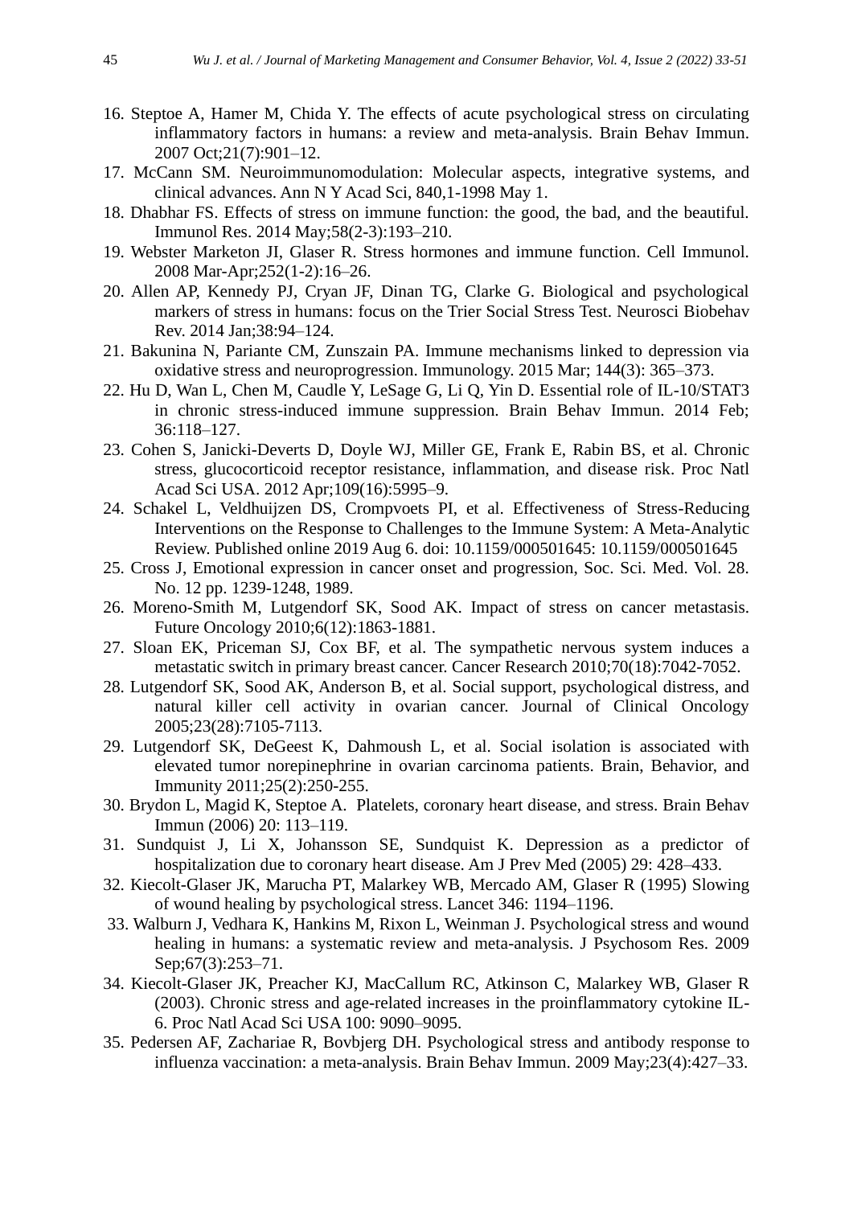16. Steptoe A, Hamer M, Chida Y. The effects of acute psychological stress on circulating inflammatory factors in humans: a review and meta-analysis. Brain Behav Immun. 2007 Oct;21(7):901–12.
17. McCann SM. Neuroimmunomodulation: Molecular aspects, integrative systems, and clinical advances. Ann N Y Acad Sci, 840,1-1998 May 1.
18. Dhabhar FS. Effects of stress on immune function: the good, the bad, and the beautiful. Immunol Res. 2014 May;58(2-3):193–210.
19. Webster Marketon JI, Glaser R. Stress hormones and immune function. Cell Immunol. 2008 Mar-Apr;252(1-2):16–26.
20. Allen AP, Kennedy PJ, Cryan JF, Dinan TG, Clarke G. Biological and psychological markers of stress in humans: focus on the Trier Social Stress Test. Neurosci Biobehav Rev. 2014 Jan;38:94–124.
21. Bakunina N, Pariante CM, Zunszain PA. Immune mechanisms linked to depression via oxidative stress and neuroprogression. Immunology. 2015 Mar; 144(3): 365–373.
22. Hu D, Wan L, Chen M, Caudle Y, LeSage G, Li Q, Yin D. Essential role of IL-10/STAT3 in chronic stress-induced immune suppression. Brain Behav Immun. 2014 Feb; 36:118–127.
23. Cohen S, Janicki-Deverts D, Doyle WJ, Miller GE, Frank E, Rabin BS, et al. Chronic stress, glucocorticoid receptor resistance, inflammation, and disease risk. Proc Natl Acad Sci USA. 2012 Apr;109(16):5995–9.
24. Schakel L, Veldhuijzen DS, Crompvoets PI, et al. Effectiveness of Stress-Reducing Interventions on the Response to Challenges to the Immune System: A Meta-Analytic Review. Published online 2019 Aug 6. doi: 10.1159/000501645: 10.1159/000501645
25. Cross J, Emotional expression in cancer onset and progression, Soc. Sci. Med. Vol. 28. No. 12 pp. 1239-1248, 1989.
26. Moreno-Smith M, Lutgendorf SK, Sood AK. Impact of stress on cancer metastasis. Future Oncology 2010;6(12):1863-1881.
27. Sloan EK, Priceman SJ, Cox BF, et al. The sympathetic nervous system induces a metastatic switch in primary breast cancer. Cancer Research 2010;70(18):7042-7052.
28. Lutgendorf SK, Sood AK, Anderson B, et al. Social support, psychological distress, and natural killer cell activity in ovarian cancer. Journal of Clinical Oncology 2005;23(28):7105-7113.
29. Lutgendorf SK, DeGeest K, Dahmoush L, et al. Social isolation is associated with elevated tumor norepinephrine in ovarian carcinoma patients. Brain, Behavior, and Immunity 2011;25(2):250-255.
30. Brydon L, Magid K, Steptoe A. Platelets, coronary heart disease, and stress. Brain Behav Immun (2006) 20: 113–119.
31. Sundquist J, Li X, Johansson SE, Sundquist K. Depression as a predictor of hospitalization due to coronary heart disease. Am J Prev Med (2005) 29: 428–433.
32. Kiecolt-Glaser JK, Marucha PT, Malarkey WB, Mercado AM, Glaser R (1995) Slowing of wound healing by psychological stress. Lancet 346: 1194–1196.
33. Walburn J, Vedhara K, Hankins M, Rixon L, Weinman J. Psychological stress and wound healing in humans: a systematic review and meta-analysis. J Psychosom Res. 2009 Sep;67(3):253–71.
34. Kiecolt-Glaser JK, Preacher KJ, MacCallum RC, Atkinson C, Malarkey WB, Glaser R (2003). Chronic stress and age-related increases in the proinflammatory cytokine IL-6. Proc Natl Acad Sci USA 100: 9090–9095.
35. Pedersen AF, Zachariae R, Bovbjerg DH. Psychological stress and antibody response to influenza vaccination: a meta-analysis. Brain Behav Immun. 2009 May;23(4):427–33.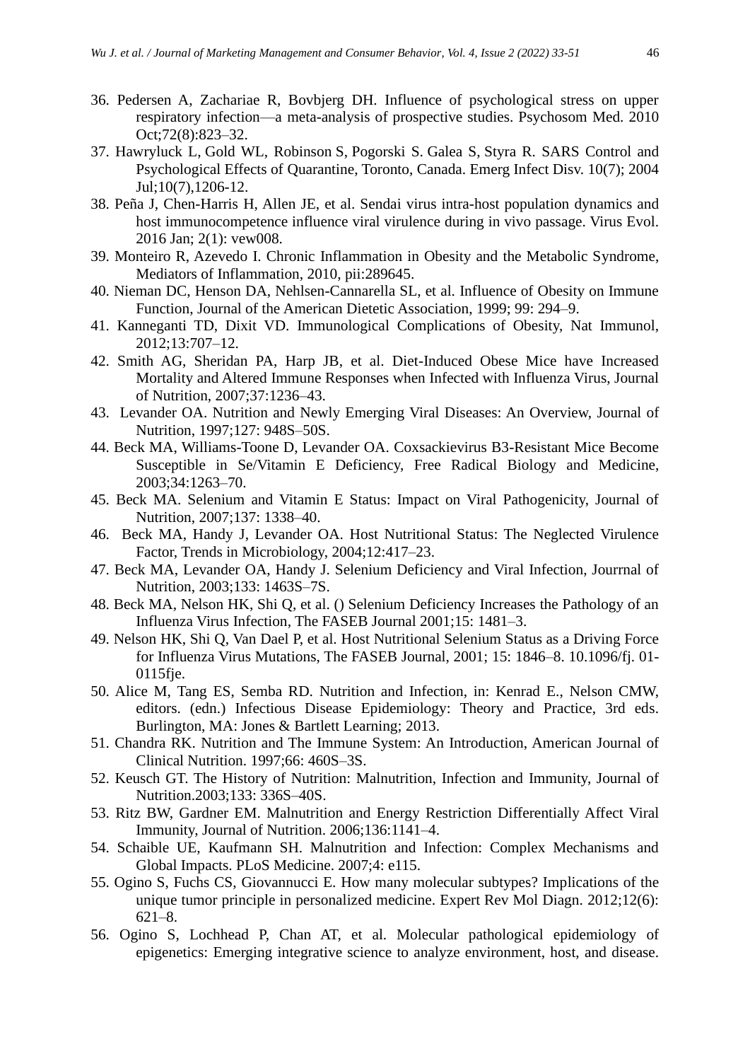36. Pedersen A, Zachariae R, Bovbjerg DH. Influence of psychological stress on upper respiratory infection—a meta-analysis of prospective studies. Psychosom Med. 2010 Oct;72(8):823–32.
37. Hawryluck L, Gold WL, Robinson S, Pogorski S. Galea S, Styra R. SARS Control and Psychological Effects of Quarantine, Toronto, Canada. Emerg Infect Disv. 10(7); 2004 Jul;10(7),1206-12.
38. Peña J, Chen-Harris H, Allen JE, et al. Sendai virus intra-host population dynamics and host immunocompetence influence viral virulence during in vivo passage. Virus Evol. 2016 Jan; 2(1): vew008.
39. Monteiro R, Azevedo I. Chronic Inflammation in Obesity and the Metabolic Syndrome, Mediators of Inflammation, 2010, pii:289645.
40. Nieman DC, Henson DA, Nehlsen-Cannarella SL, et al. Influence of Obesity on Immune Function, Journal of the American Dietetic Association, 1999; 99: 294–9.
41. Kanneganti TD, Dixit VD. Immunological Complications of Obesity, Nat Immunol, 2012;13:707–12.
42. Smith AG, Sheridan PA, Harp JB, et al. Diet-Induced Obese Mice have Increased Mortality and Altered Immune Responses when Infected with Influenza Virus, Journal of Nutrition, 2007;37:1236–43.
43. Levander OA. Nutrition and Newly Emerging Viral Diseases: An Overview, Journal of Nutrition, 1997;127: 948S–50S.
44. Beck MA, Williams-Toone D, Levander OA. Coxsackievirus B3-Resistant Mice Become Susceptible in Se/Vitamin E Deficiency, Free Radical Biology and Medicine, 2003;34:1263–70.
45. Beck MA. Selenium and Vitamin E Status: Impact on Viral Pathogenicity, Journal of Nutrition, 2007;137: 1338–40.
46. Beck MA, Handy J, Levander OA. Host Nutritional Status: The Neglected Virulence Factor, Trends in Microbiology, 2004;12:417–23.
47. Beck MA, Levander OA, Handy J. Selenium Deficiency and Viral Infection, Jourrnal of Nutrition, 2003;133: 1463S–7S.
48. Beck MA, Nelson HK, Shi Q, et al. () Selenium Deficiency Increases the Pathology of an Influenza Virus Infection, The FASEB Journal 2001;15: 1481–3.
49. Nelson HK, Shi Q, Van Dael P, et al. Host Nutritional Selenium Status as a Driving Force for Influenza Virus Mutations, The FASEB Journal, 2001; 15: 1846–8. 10.1096/fj. 01-0115fje.
50. Alice M, Tang ES, Semba RD. Nutrition and Infection, in: Kenrad E., Nelson CMW, editors. (edn.) Infectious Disease Epidemiology: Theory and Practice, 3rd eds. Burlington, MA: Jones & Bartlett Learning; 2013.
51. Chandra RK. Nutrition and The Immune System: An Introduction, American Journal of Clinical Nutrition. 1997;66: 460S–3S.
52. Keusch GT. The History of Nutrition: Malnutrition, Infection and Immunity, Journal of Nutrition.2003;133: 336S–40S.
53. Ritz BW, Gardner EM. Malnutrition and Energy Restriction Differentially Affect Viral Immunity, Journal of Nutrition. 2006;136:1141–4.
54. Schaible UE, Kaufmann SH. Malnutrition and Infection: Complex Mechanisms and Global Impacts. PLoS Medicine. 2007;4: e115.
55. Ogino S, Fuchs CS, Giovannucci E. How many molecular subtypes? Implications of the unique tumor principle in personalized medicine. Expert Rev Mol Diagn. 2012;12(6): 621–8.
56. Ogino S, Lochhead P, Chan AT, et al. Molecular pathological epidemiology of epigenetics: Emerging integrative science to analyze environment, host, and disease.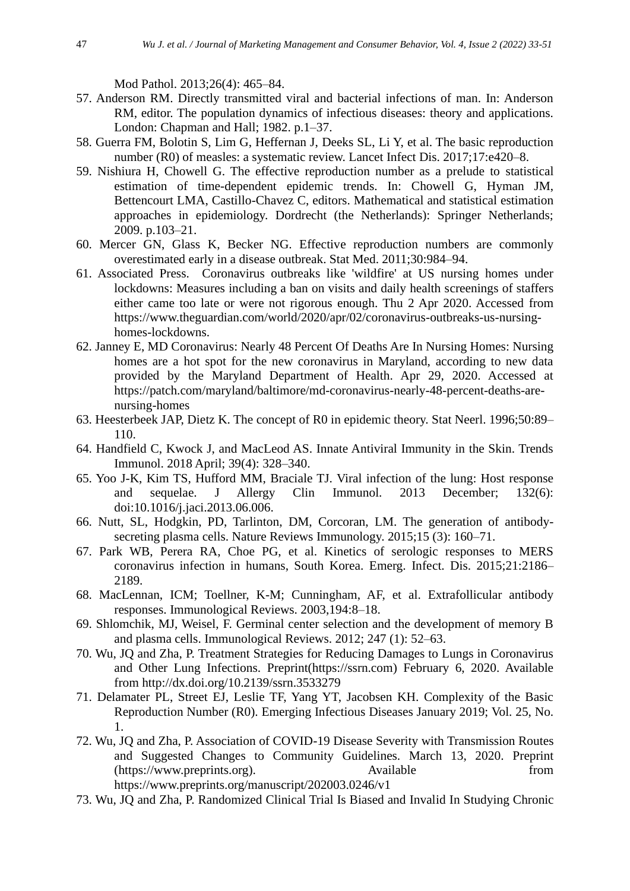Mod Pathol. 2013;26(4): 465–84.

57. Anderson RM. Directly transmitted viral and bacterial infections of man. In: Anderson RM, editor. The population dynamics of infectious diseases: theory and applications. London: Chapman and Hall; 1982. p.1–37.
58. Guerra FM, Bolotin S, Lim G, Heffernan J, Deeks SL, Li Y, et al. The basic reproduction number (R0) of measles: a systematic review. Lancet Infect Dis. 2017;17:e420–8.
59. Nishiura H, Chowell G. The effective reproduction number as a prelude to statistical estimation of time-dependent epidemic trends. In: Chowell G, Hyman JM, Bettencourt LMA, Castillo-Chavez C, editors. Mathematical and statistical estimation approaches in epidemiology. Dordrecht (the Netherlands): Springer Netherlands; 2009. p.103–21.
60. Mercer GN, Glass K, Becker NG. Effective reproduction numbers are commonly overestimated early in a disease outbreak. Stat Med. 2011;30:984–94.
61. Associated Press. Coronavirus outbreaks like 'wildfire' at US nursing homes under lockdowns: Measures including a ban on visits and daily health screenings of staffers either came too late or were not rigorous enough. Thu 2 Apr 2020. Accessed from https://www.theguardian.com/world/2020/apr/02/coronavirus-outbreaks-us-nursing-homes-lockdowns.
62. Janney E, MD Coronavirus: Nearly 48 Percent Of Deaths Are In Nursing Homes: Nursing homes are a hot spot for the new coronavirus in Maryland, according to new data provided by the Maryland Department of Health. Apr 29, 2020. Accessed at https://patch.com/maryland/baltimore/md-coronavirus-nearly-48-percent-deaths-are-nursing-homes
63. Heesterbeek JAP, Dietz K. The concept of R0 in epidemic theory. Stat Neerl. 1996;50:89–110.
64. Handfield C, Kwock J, and MacLeod AS. Innate Antiviral Immunity in the Skin. Trends Immunol. 2018 April; 39(4): 328–340.
65. Yoo J-K, Kim TS, Hufford MM, Braciale TJ. Viral infection of the lung: Host response and sequelae. J Allergy Clin Immunol. 2013 December; 132(6): doi:10.1016/j.jaci.2013.06.006.
66. Nutt, SL, Hodgkin, PD, Tarlinton, DM, Corcoran, LM. The generation of antibody-secreting plasma cells. Nature Reviews Immunology. 2015;15 (3): 160–71.
67. Park WB, Perera RA, Choe PG, et al. Kinetics of serologic responses to MERS coronavirus infection in humans, South Korea. Emerg. Infect. Dis. 2015;21:2186–2189.
68. MacLennan, ICM; Toellner, K-M; Cunningham, AF, et al. Extrafollicular antibody responses. Immunological Reviews. 2003,194:8–18.
69. Shlomchik, MJ, Weisel, F. Germinal center selection and the development of memory B and plasma cells. Immunological Reviews. 2012; 247 (1): 52–63.
70. Wu, JQ and Zha, P. Treatment Strategies for Reducing Damages to Lungs in Coronavirus and Other Lung Infections. Preprint(https://ssrn.com) February 6, 2020. Available from http://dx.doi.org/10.2139/ssrn.3533279
71. Delamater PL, Street EJ, Leslie TF, Yang YT, Jacobsen KH. Complexity of the Basic Reproduction Number (R0). Emerging Infectious Diseases January 2019; Vol. 25, No. 1.
72. Wu, JQ and Zha, P. Association of COVID-19 Disease Severity with Transmission Routes and Suggested Changes to Community Guidelines. March 13, 2020. Preprint (https://www.preprints.org). Available from https://www.preprints.org/manuscript/202003.0246/v1
73. Wu, JQ and Zha, P. Randomized Clinical Trial Is Biased and Invalid In Studying Chronic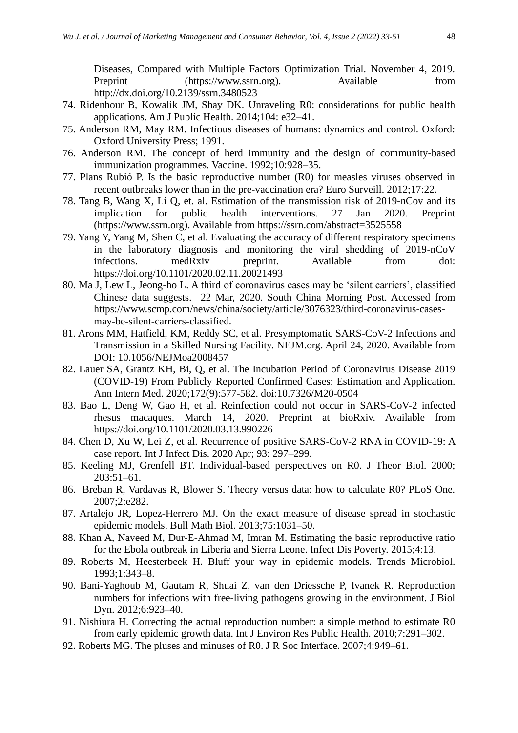Diseases, Compared with Multiple Factors Optimization Trial. November 4, 2019. Preprint (https://www.ssrn.org). Available from http://dx.doi.org/10.2139/ssrn.3480523

74. Ridenhour B, Kowalik JM, Shay DK. Unraveling R0: considerations for public health applications. Am J Public Health. 2014;104: e32–41.
75. Anderson RM, May RM. Infectious diseases of humans: dynamics and control. Oxford: Oxford University Press; 1991.
76. Anderson RM. The concept of herd immunity and the design of community-based immunization programmes. Vaccine. 1992;10:928–35.
77. Plans Rubió P. Is the basic reproductive number (R0) for measles viruses observed in recent outbreaks lower than in the pre-vaccination era? Euro Surveill. 2012;17:22.
78. Tang B, Wang X, Li Q, et. al. Estimation of the transmission risk of 2019-nCov and its implication for public health interventions. 27 Jan 2020. Preprint (https://www.ssrn.org). Available from https://ssrn.com/abstract=3525558
79. Yang Y, Yang M, Shen C, et al. Evaluating the accuracy of different respiratory specimens in the laboratory diagnosis and monitoring the viral shedding of 2019-nCoV infections. medRxiv preprint. Available from doi: https://doi.org/10.1101/2020.02.11.20021493
80. Ma J, Lew L, Jeong-ho L. A third of coronavirus cases may be 'silent carriers', classified Chinese data suggests. 22 Mar, 2020. South China Morning Post. Accessed from https://www.scmp.com/news/china/society/article/3076323/third-coronavirus-cases-may-be-silent-carriers-classified.
81. Arons MM, Hatfield, KM, Reddy SC, et al. Presymptomatic SARS-CoV-2 Infections and Transmission in a Skilled Nursing Facility. NEJM.org. April 24, 2020. Available from DOI: 10.1056/NEJMoa2008457
82. Lauer SA, Grantz KH, Bi, Q, et al. The Incubation Period of Coronavirus Disease 2019 (COVID-19) From Publicly Reported Confirmed Cases: Estimation and Application. Ann Intern Med. 2020;172(9):577-582. doi:10.7326/M20-0504
83. Bao L, Deng W, Gao H, et al. Reinfection could not occur in SARS-CoV-2 infected rhesus macaques. March 14, 2020. Preprint at bioRxiv. Available from https://doi.org/10.1101/2020.03.13.990226
84. Chen D, Xu W, Lei Z, et al. Recurrence of positive SARS-CoV-2 RNA in COVID-19: A case report. Int J Infect Dis. 2020 Apr; 93: 297–299.
85. Keeling MJ, Grenfell BT. Individual-based perspectives on R0. J Theor Biol. 2000; 203:51–61.
86. Breban R, Vardavas R, Blower S. Theory versus data: how to calculate R0? PLoS One. 2007;2:e282.
87. Artalejo JR, Lopez-Herrero MJ. On the exact measure of disease spread in stochastic epidemic models. Bull Math Biol. 2013;75:1031–50.
88. Khan A, Naveed M, Dur-E-Ahmad M, Imran M. Estimating the basic reproductive ratio for the Ebola outbreak in Liberia and Sierra Leone. Infect Dis Poverty. 2015;4:13.
89. Roberts M, Heesterbeek H. Bluff your way in epidemic models. Trends Microbiol. 1993;1:343–8.
90. Bani-Yaghoub M, Gautam R, Shuai Z, van den Driessche P, Ivanek R. Reproduction numbers for infections with free-living pathogens growing in the environment. J Biol Dyn. 2012;6:923–40.
91. Nishiura H. Correcting the actual reproduction number: a simple method to estimate R0 from early epidemic growth data. Int J Environ Res Public Health. 2010;7:291–302.
92. Roberts MG. The pluses and minuses of R0. J R Soc Interface. 2007;4:949–61.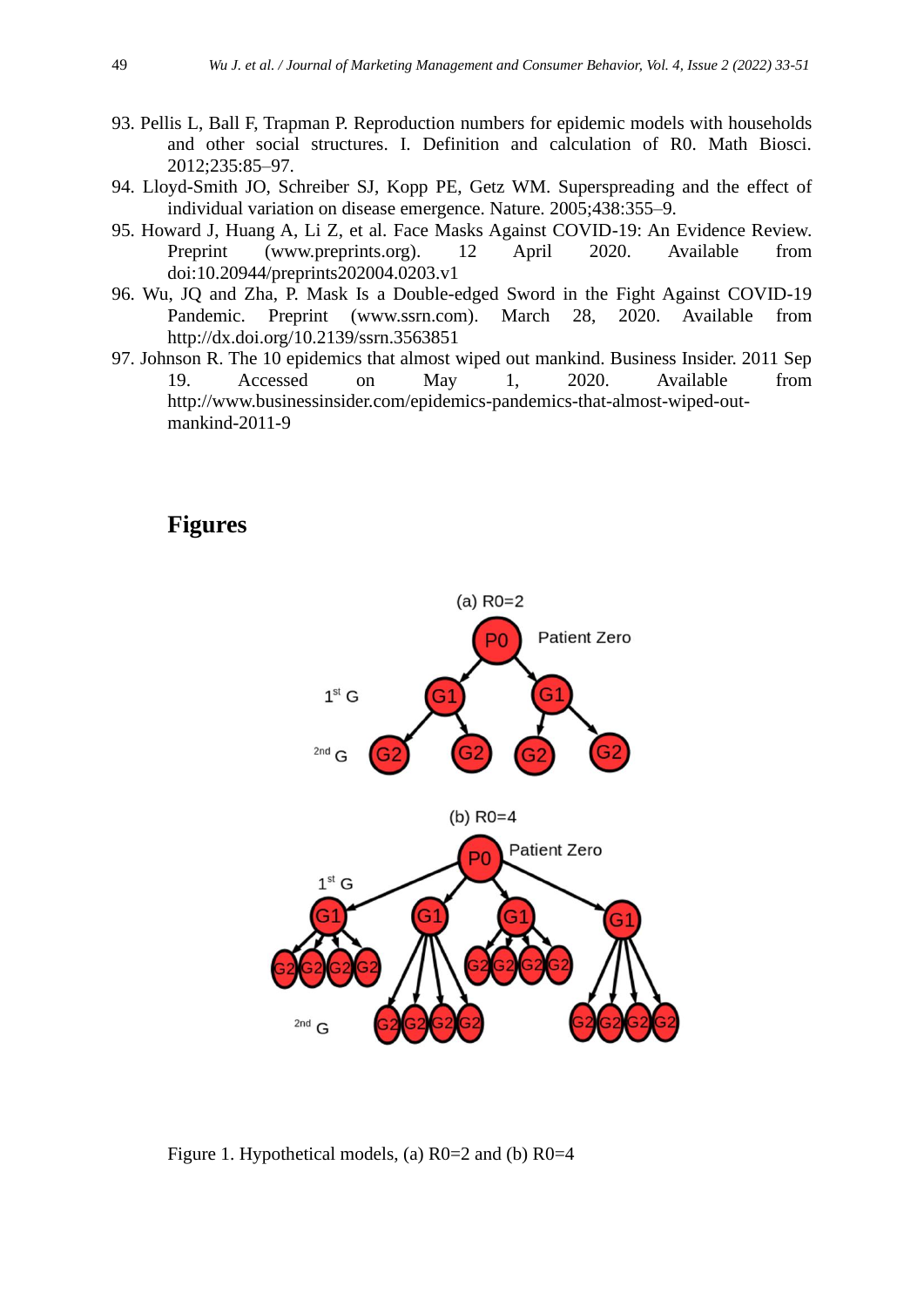93. Pellis L, Ball F, Trapman P. Reproduction numbers for epidemic models with households and other social structures. I. Definition and calculation of R0. Math Biosci. 2012;235:85–97.
94. Lloyd-Smith JO, Schreiber SJ, Kopp PE, Getz WM. Superspreading and the effect of individual variation on disease emergence. Nature. 2005;438:355–9.
95. Howard J, Huang A, Li Z, et al. Face Masks Against COVID-19: An Evidence Review. Preprint (www.preprints.org). 12 April 2020. Available from doi:10.20944/preprints202004.0203.v1
96. Wu, JQ and Zha, P. Mask Is a Double-edged Sword in the Fight Against COVID-19 Pandemic. Preprint (www.ssrn.com). March 28, 2020. Available from http://dx.doi.org/10.2139/ssrn.3563851
97. Johnson R. The 10 epidemics that almost wiped out mankind. Business Insider. 2011 Sep 19. Accessed on May 1, 2020. Available from http://www.businessinsider.com/epidemics-pandemics-that-almost-wiped-out-mankind-2011-9

## Figures

Figure 1. Hypothetical models, (a) R0=2 and (b) R0=4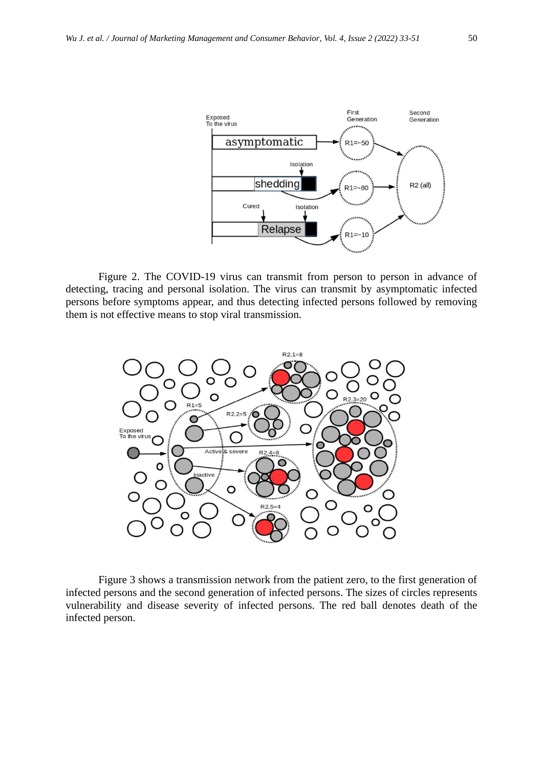Figure 2. The COVID-19 virus can transmit from person to person in advance of detecting, tracing and personal isolation. The virus can transmit by asymptomatic infected persons before symptoms appear, and thus detecting infected persons followed by removing them is not effective means to stop viral transmission.

Figure 3 shows a transmission network from the patient zero, to the first generation of infected persons and the second generation of infected persons. The sizes of circles represents vulnerability and disease severity of infected persons. The red ball denotes death of the infected person.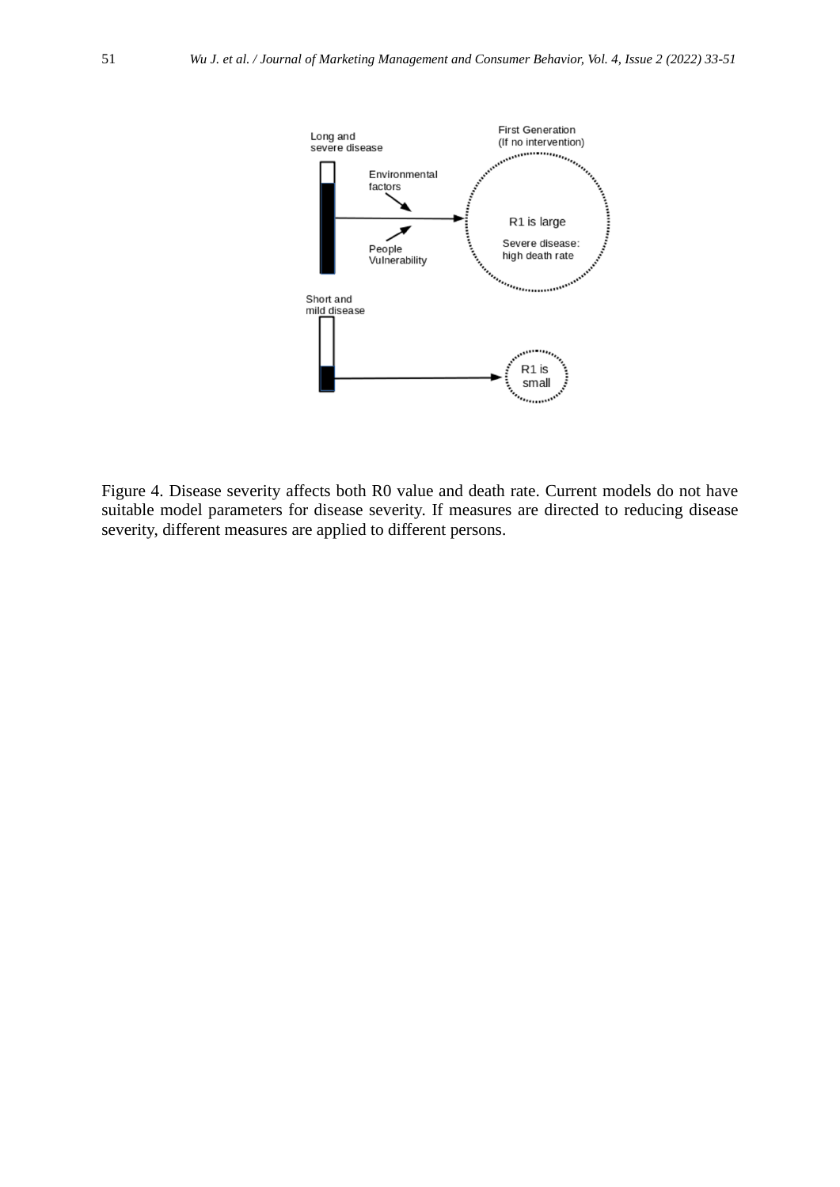Long and
severe disease

Environmental
factors

People
Vulnerability

First Generation
(If no intervention)

R1 is large

Severe disease:
high death rate

Short and
mild disease

R1 is
small

Figure 4. Disease severity affects both R0 value and death rate. Current models do not have suitable model parameters for disease severity. If measures are directed to reducing disease severity, different measures are applied to different persons.